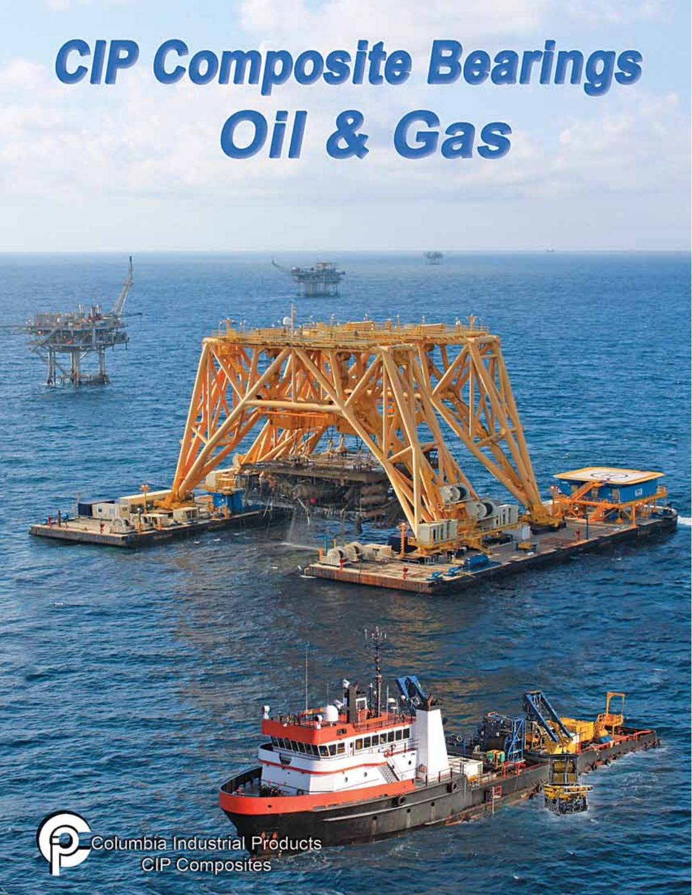# CIP Composite Bearings Oil & Gas

Columbia Industrial Products
CIP Composites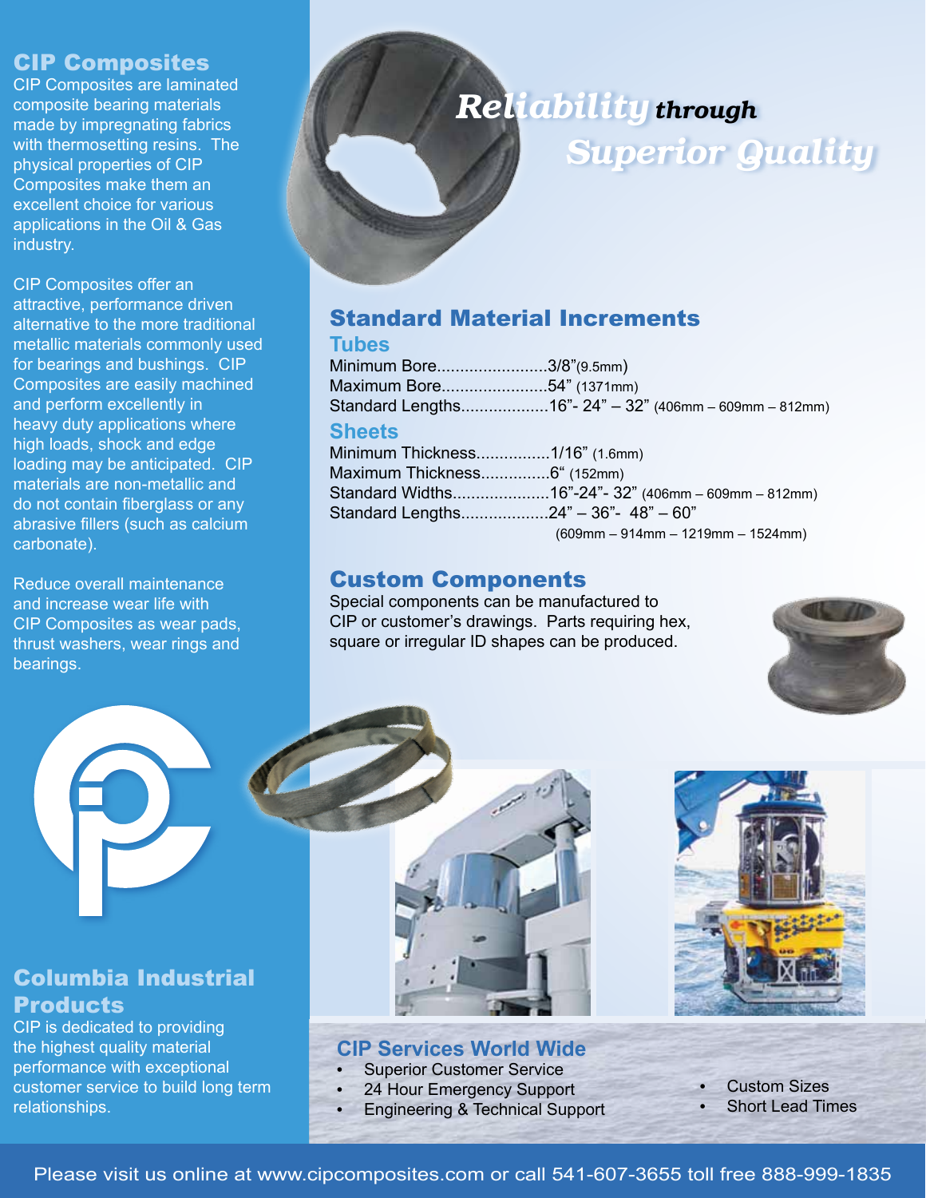## CIP Composites

CIP Composites are laminated composite bearing materials made by impregnating fabrics with thermosetting resins. The physical properties of CIP Composites make them an excellent choice for various applications in the Oil & Gas industry.

CIP Composites offer an attractive, performance driven alternative to the more traditional metallic materials commonly used for bearings and bushings. CIP Composites are easily machined and perform excellently in heavy duty applications where high loads, shock and edge loading may be anticipated. CIP materials are non-metallic and do not contain fiberglass or any abrasive fillers (such as calcium carbonate).

Reduce overall maintenance and increase wear life with CIP Composites as wear pads, thrust washers, wear rings and bearings.

## Columbia Industrial Products

CIP is dedicated to providing the highest quality material performance with exceptional customer service to build long term relationships.

# *Reliability through Superior Quality*

## Standard Material Increments

### Tubes

Minimum Bore........................3/8"(9.5mm)
Maximum Bore.......................54" (1371mm)
Standard Lengths...................16"- 24" – 32" (406mm – 609mm – 812mm)

### Sheets

Minimum Thickness................1/16" (1.6mm)
Maximum Thickness...............6" (152mm)
Standard Widths.....................16"-24"- 32" (406mm – 609mm – 812mm)
Standard Lengths...................24" – 36"- 48" – 60" (609mm – 914mm – 1219mm – 1524mm)

## Custom Components

Special components can be manufactured to CIP or customer's drawings. Parts requiring hex, square or irregular ID shapes can be produced.

## CIP Services World Wide

- Superior Customer Service
- 24 Hour Emergency Support
- Engineering & Technical Support
- Custom Sizes
- Short Lead Times

Please visit us online at www.cipcomposites.com or call 541-607-3655 toll free 888-999-1835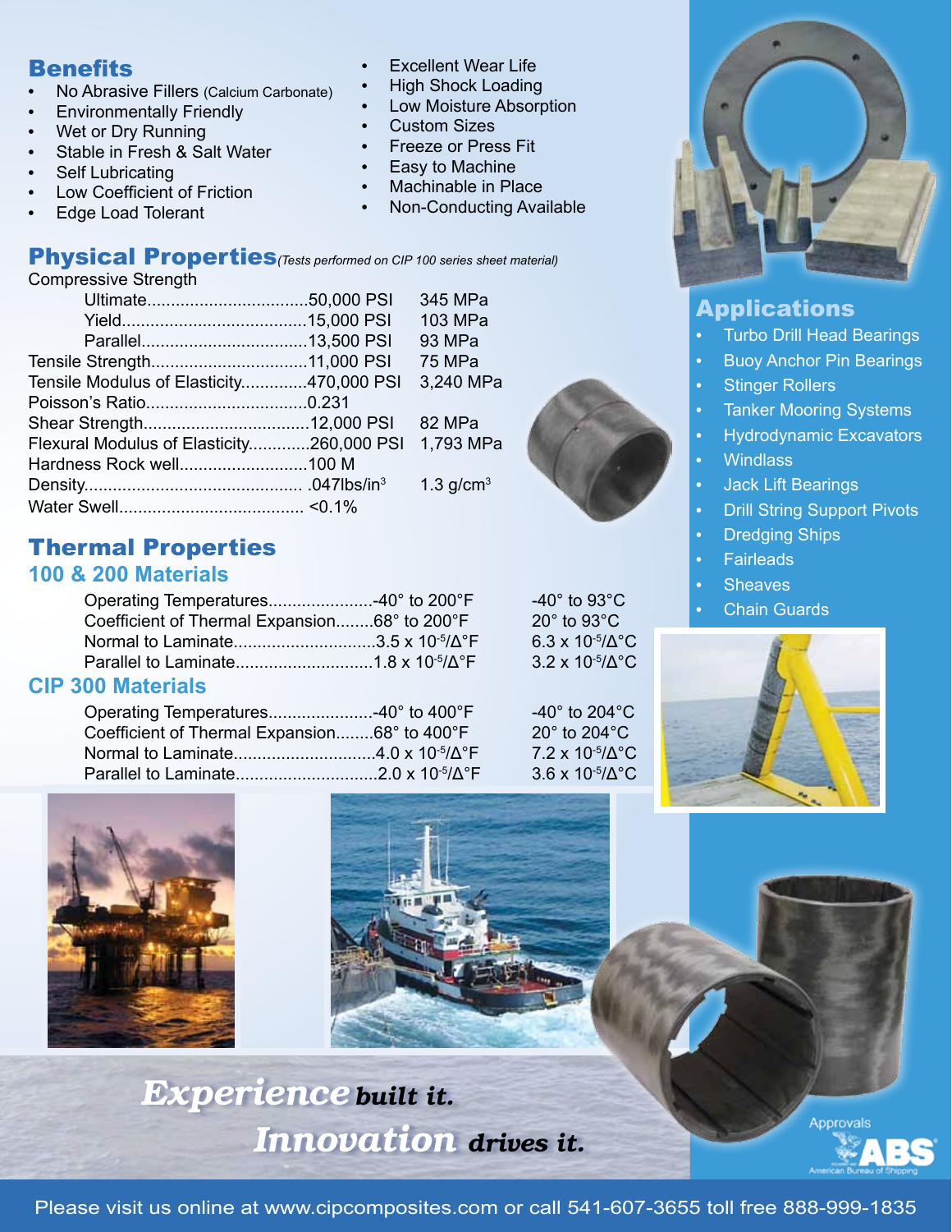## Benefits

- No Abrasive Fillers (Calcium Carbonate)
- Environmentally Friendly
- Wet or Dry Running
- Stable in Fresh & Salt Water
- Self Lubricating
- Low Coefficient of Friction
- Edge Load Tolerant
- Excellent Wear Life
- High Shock Loading
- Low Moisture Absorption
- Custom Sizes
- Freeze or Press Fit
- Easy to Machine
- Machinable in Place
- Non-Conducting Available

## Physical Properties *(Tests performed on CIP 100 series sheet material)*

| Property | Imperial | Metric |
|---|---|---|
| Compressive Strength | | |
| Ultimate | 50,000 PSI | 345 MPa |
| Yield | 15,000 PSI | 103 MPa |
| Parallel | 13,500 PSI | 93 MPa |
| Tensile Strength | 11,000 PSI | 75 MPa |
| Tensile Modulus of Elasticity | 470,000 PSI | 3,240 MPa |
| Poisson's Ratio | 0.231 | |
| Shear Strength | 12,000 PSI | 82 MPa |
| Flexural Modulus of Elasticity | 260,000 PSI | 1,793 MPa |
| Hardness Rock well | 100 M | |
| Density | .047lbs/in$^3$ | 1.3 g/cm$^3$ |
| Water Swell | <0.1% | |

## Thermal Properties

### 100 & 200 Materials

| Property | Imperial | Metric |
|---|---|---|
| Operating Temperatures | -40° to 200°F | -40° to 93°C |
| Coefficient of Thermal Expansion | 68° to 200°F | 20° to 93°C |
| Normal to Laminate | $3.5 \times 10^{-5}/\Delta°F$ | $6.3 \times 10^{-5}/\Delta°C$ |
| Parallel to Laminate | $1.8 \times 10^{-5}/\Delta°F$ | $3.2 \times 10^{-5}/\Delta°C$ |

### CIP 300 Materials

| Property | Imperial | Metric |
|---|---|---|
| Operating Temperatures | -40° to 400°F | -40° to 204°C |
| Coefficient of Thermal Expansion | 68° to 400°F | 20° to 204°C |
| Normal to Laminate | $4.0 \times 10^{-5}/\Delta°F$ | $7.2 \times 10^{-5}/\Delta°C$ |
| Parallel to Laminate | $2.0 \times 10^{-5}/\Delta°F$ | $3.6 \times 10^{-5}/\Delta°C$ |

## Applications

- Turbo Drill Head Bearings
- Buoy Anchor Pin Bearings
- Stinger Rollers
- Tanker Mooring Systems
- Hydrodynamic Excavators
- Windlass
- Jack Lift Bearings
- Drill String Support Pivots
- Dredging Ships
- Fairleads
- Sheaves
- Chain Guards

***Experience** built it.*

***Innovation** drives it.*

Approvals
ABS American Bureau of Shipping

Please visit us online at www.cipcomposites.com or call 541-607-3655 toll free 888-999-1835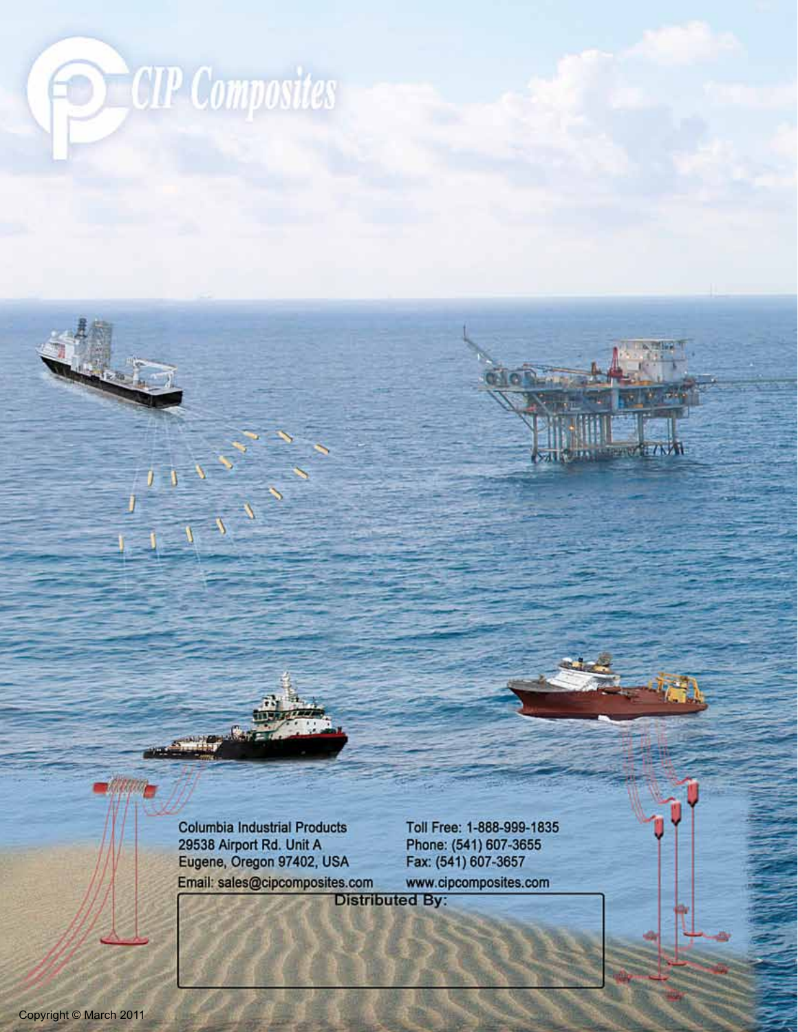# CIP Composites

Columbia Industrial Products
29538 Airport Rd. Unit A
Eugene, Oregon 97402, USA
Email: sales@cipcomposites.com

Toll Free: 1-888-999-1835
Phone: (541) 607-3655
Fax: (541) 607-3657
www.cipcomposites.com

**Distributed By:**

Copyright © March 2011